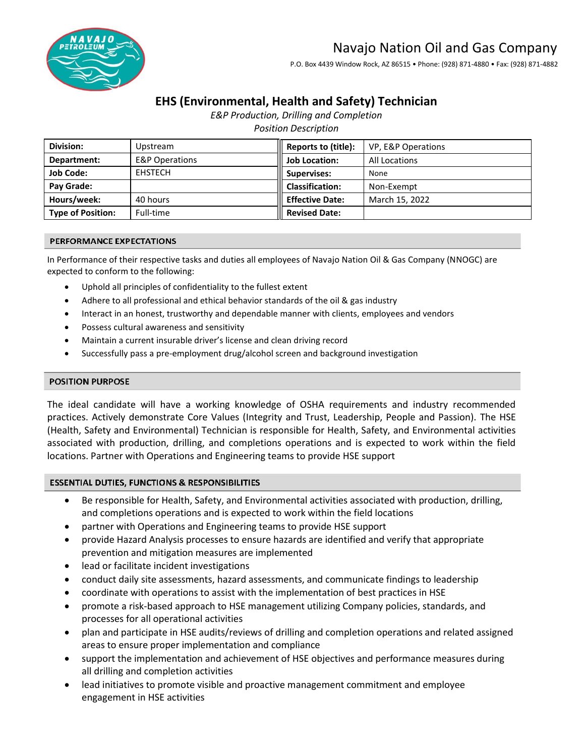# Navajo Nation Oil and Gas Company

P.O. Box 4439 Window Rock, AZ 86515 • Phone: (928) 871-4880 • Fax: (928) 871-4882

## EHS (Environmental, Health and Safety) Technician

*E&P Production, Drilling and Completion*

*Position Description*

| **Division:** | Upstream | **Reports to (title):** | VP, E&P Operations |
|---|---|---|---|
| **Department:** | E&P Operations | **Job Location:** | All Locations |
| **Job Code:** | EHSTECH | **Supervises:** | None |
| **Pay Grade:** | | **Classification:** | Non-Exempt |
| **Hours/week:** | 40 hours | **Effective Date:** | March 15, 2022 |
| **Type of Position:** | Full-time | **Revised Date:** | |

### PERFORMANCE EXPECTATIONS

In Performance of their respective tasks and duties all employees of Navajo Nation Oil & Gas Company (NNOGC) are expected to conform to the following:

- Uphold all principles of confidentiality to the fullest extent
- Adhere to all professional and ethical behavior standards of the oil & gas industry
- Interact in an honest, trustworthy and dependable manner with clients, employees and vendors
- Possess cultural awareness and sensitivity
- Maintain a current insurable driver's license and clean driving record
- Successfully pass a pre-employment drug/alcohol screen and background investigation

### POSITION PURPOSE

The ideal candidate will have a working knowledge of OSHA requirements and industry recommended practices. Actively demonstrate Core Values (Integrity and Trust, Leadership, People and Passion). The HSE (Health, Safety and Environmental) Technician is responsible for Health, Safety, and Environmental activities associated with production, drilling, and completions operations and is expected to work within the field locations. Partner with Operations and Engineering teams to provide HSE support

### ESSENTIAL DUTIES, FUNCTIONS & RESPONSIBILITIES

- Be responsible for Health, Safety, and Environmental activities associated with production, drilling, and completions operations and is expected to work within the field locations
- partner with Operations and Engineering teams to provide HSE support
- provide Hazard Analysis processes to ensure hazards are identified and verify that appropriate prevention and mitigation measures are implemented
- lead or facilitate incident investigations
- conduct daily site assessments, hazard assessments, and communicate findings to leadership
- coordinate with operations to assist with the implementation of best practices in HSE
- promote a risk-based approach to HSE management utilizing Company policies, standards, and processes for all operational activities
- plan and participate in HSE audits/reviews of drilling and completion operations and related assigned areas to ensure proper implementation and compliance
- support the implementation and achievement of HSE objectives and performance measures during all drilling and completion activities
- lead initiatives to promote visible and proactive management commitment and employee engagement in HSE activities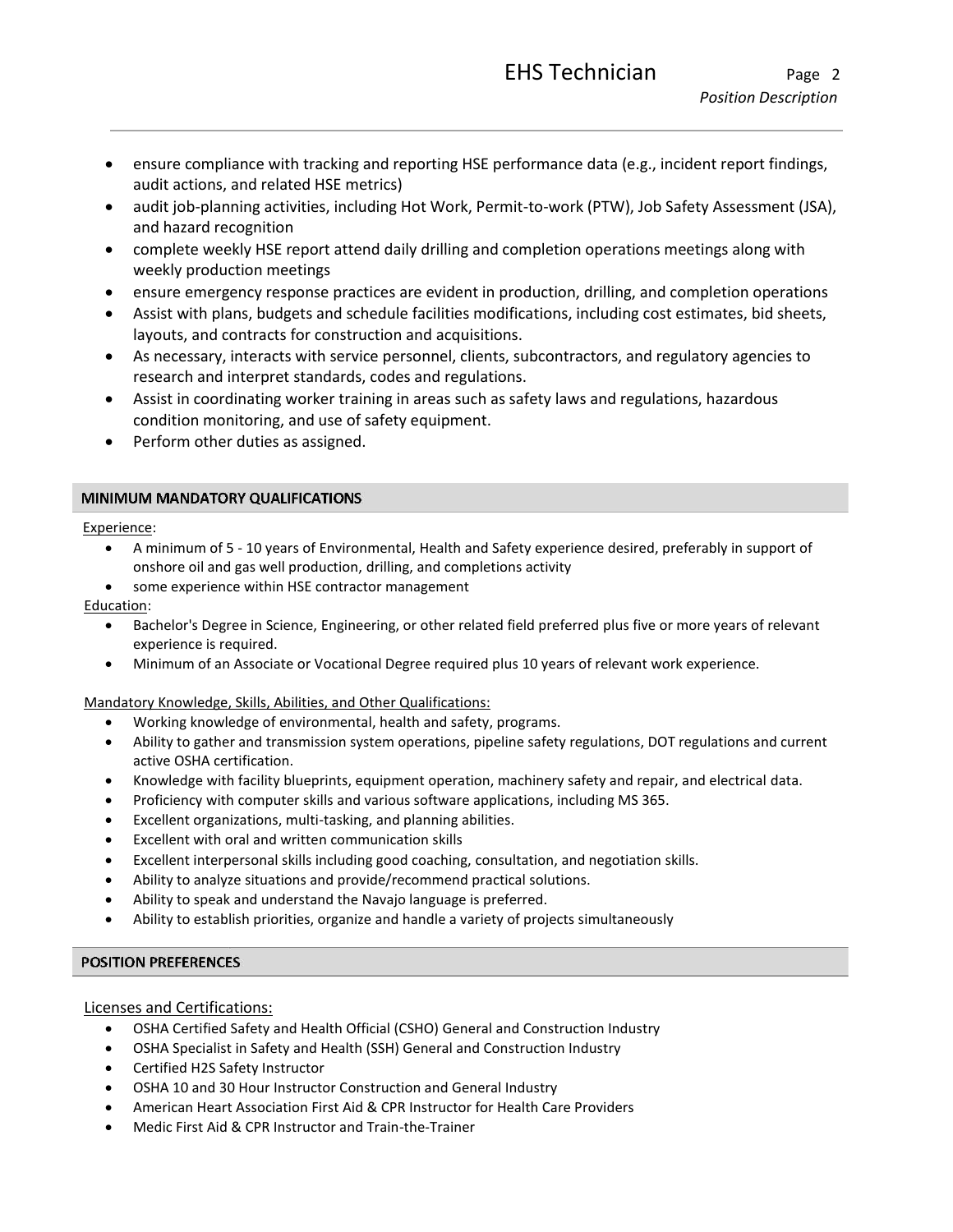- ensure compliance with tracking and reporting HSE performance data (e.g., incident report findings, audit actions, and related HSE metrics)
- audit job-planning activities, including Hot Work, Permit-to-work (PTW), Job Safety Assessment (JSA), and hazard recognition
- complete weekly HSE report attend daily drilling and completion operations meetings along with weekly production meetings
- ensure emergency response practices are evident in production, drilling, and completion operations
- Assist with plans, budgets and schedule facilities modifications, including cost estimates, bid sheets, layouts, and contracts for construction and acquisitions.
- As necessary, interacts with service personnel, clients, subcontractors, and regulatory agencies to research and interpret standards, codes and regulations.
- Assist in coordinating worker training in areas such as safety laws and regulations, hazardous condition monitoring, and use of safety equipment.
- Perform other duties as assigned.

## MINIMUM MANDATORY QUALIFICATIONS

Experience:

- A minimum of 5 - 10 years of Environmental, Health and Safety experience desired, preferably in support of onshore oil and gas well production, drilling, and completions activity
- some experience within HSE contractor management

Education:

- Bachelor's Degree in Science, Engineering, or other related field preferred plus five or more years of relevant experience is required.
- Minimum of an Associate or Vocational Degree required plus 10 years of relevant work experience.

Mandatory Knowledge, Skills, Abilities, and Other Qualifications:

- Working knowledge of environmental, health and safety, programs.
- Ability to gather and transmission system operations, pipeline safety regulations, DOT regulations and current active OSHA certification.
- Knowledge with facility blueprints, equipment operation, machinery safety and repair, and electrical data.
- Proficiency with computer skills and various software applications, including MS 365.
- Excellent organizations, multi-tasking, and planning abilities.
- Excellent with oral and written communication skills
- Excellent interpersonal skills including good coaching, consultation, and negotiation skills.
- Ability to analyze situations and provide/recommend practical solutions.
- Ability to speak and understand the Navajo language is preferred.
- Ability to establish priorities, organize and handle a variety of projects simultaneously

## POSITION PREFERENCES

Licenses and Certifications:

- OSHA Certified Safety and Health Official (CSHO) General and Construction Industry
- OSHA Specialist in Safety and Health (SSH) General and Construction Industry
- Certified H2S Safety Instructor
- OSHA 10 and 30 Hour Instructor Construction and General Industry
- American Heart Association First Aid & CPR Instructor for Health Care Providers
- Medic First Aid & CPR Instructor and Train-the-Trainer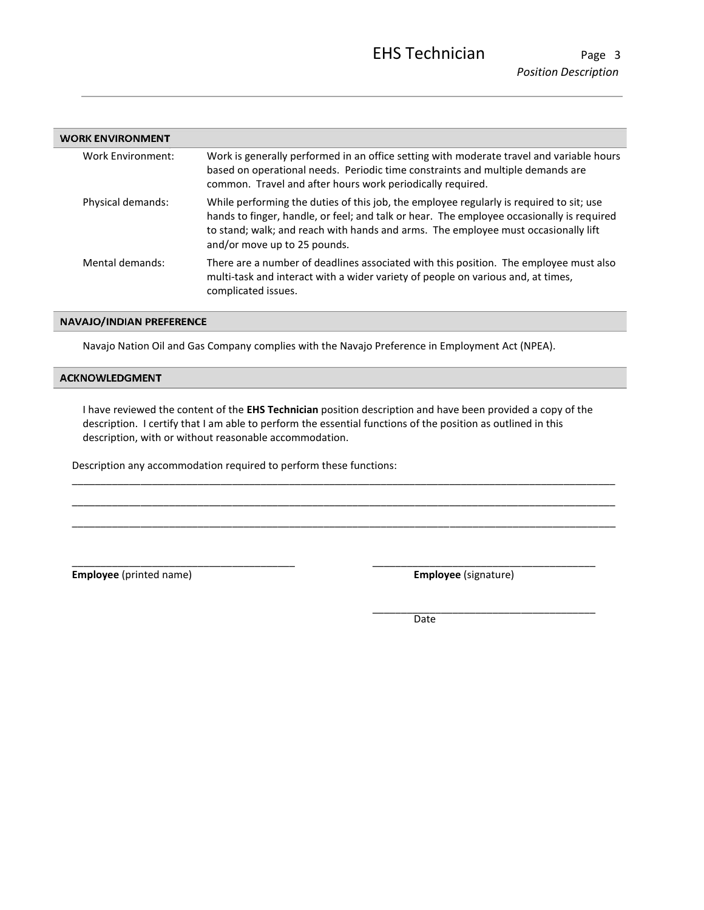## WORK ENVIRONMENT

| | |
|---|---|
| Work Environment: | Work is generally performed in an office setting with moderate travel and variable hours based on operational needs. Periodic time constraints and multiple demands are common. Travel and after hours work periodically required. |
| Physical demands: | While performing the duties of this job, the employee regularly is required to sit; use hands to finger, handle, or feel; and talk or hear. The employee occasionally is required to stand; walk; and reach with hands and arms. The employee must occasionally lift and/or move up to 25 pounds. |
| Mental demands: | There are a number of deadlines associated with this position. The employee must also multi-task and interact with a wider variety of people on various and, at times, complicated issues. |

## NAVAJO/INDIAN PREFERENCE

Navajo Nation Oil and Gas Company complies with the Navajo Preference in Employment Act (NPEA).

## ACKNOWLEDGMENT

I have reviewed the content of the **EHS Technician** position description and have been provided a copy of the description. I certify that I am able to perform the essential functions of the position as outlined in this description, with or without reasonable accommodation.

Description any accommodation required to perform these functions:

\_\_\_\_\_\_\_\_\_\_\_\_\_\_\_\_\_\_\_\_\_\_\_\_\_\_\_\_\_\_\_\_\_\_\_\_\_\_\_\_\_\_\_\_\_\_\_\_\_\_\_\_\_\_\_\_\_\_\_\_\_\_\_\_\_\_\_\_\_\_\_\_\_\_\_\_\_\_

\_\_\_\_\_\_\_\_\_\_\_\_\_\_\_\_\_\_\_\_\_\_\_\_\_\_\_\_\_\_\_\_\_\_\_\_\_\_\_\_\_\_\_\_\_\_\_\_\_\_\_\_\_\_\_\_\_\_\_\_\_\_\_\_\_\_\_\_\_\_\_\_\_\_\_\_\_\_

\_\_\_\_\_\_\_\_\_\_\_\_\_\_\_\_\_\_\_\_\_\_\_\_\_\_\_\_\_\_\_\_\_\_\_\_\_\_\_\_\_\_\_\_\_\_\_\_\_\_\_\_\_\_\_\_\_\_\_\_\_\_\_\_\_\_\_\_\_\_\_\_\_\_\_\_\_\_

\_\_\_\_\_\_\_\_\_\_\_\_\_\_\_\_\_\_\_\_\_\_\_\_\_\_\_\_\_\_\_\_\_\_\_\_\_\_\_\_
**Employee** (printed name)

\_\_\_\_\_\_\_\_\_\_\_\_\_\_\_\_\_\_\_\_\_\_\_\_\_\_\_\_\_\_\_\_\_\_\_\_\_\_\_\_
**Employee** (signature)

\_\_\_\_\_\_\_\_\_\_\_\_\_\_\_\_\_\_\_\_\_\_\_\_\_\_\_\_\_\_\_\_\_\_\_\_\_\_\_\_
Date